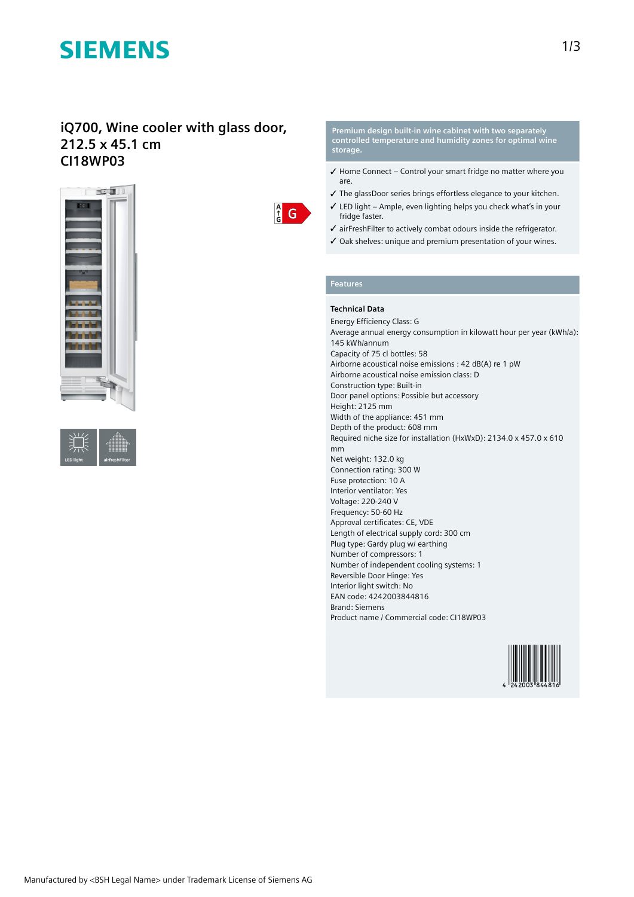# SIEMENS

## iQ700, Wine cooler with glass door, 212.5 x 45.1 cm
## CI18WP03

A ↑ G  G

LED light

airfreshFilter

**Premium design built-in wine cabinet with two separately controlled temperature and humidity zones for optimal wine storage.**

- ✓ Home Connect – Control your smart fridge no matter where you are.
- ✓ The glassDoor series brings effortless elegance to your kitchen.
- ✓ LED light – Ample, even lighting helps you check what's in your fridge faster.
- ✓ airFreshFilter to actively combat odours inside the refrigerator.
- ✓ Oak shelves: unique and premium presentation of your wines.

## Features

### Technical Data

Energy Efficiency Class: G
Average annual energy consumption in kilowatt hour per year (kWh/a): 145 kWh/annum
Capacity of 75 cl bottles: 58
Airborne acoustical noise emissions : 42 dB(A) re 1 pW
Airborne acoustical noise emission class: D
Construction type: Built-in
Door panel options: Possible but accessory
Height: 2125 mm
Width of the appliance: 451 mm
Depth of the product: 608 mm
Required niche size for installation (HxWxD): 2134.0 x 457.0 x 610 mm
Net weight: 132.0 kg
Connection rating: 300 W
Fuse protection: 10 A
Interior ventilator: Yes
Voltage: 220-240 V
Frequency: 50-60 Hz
Approval certificates: CE, VDE
Length of electrical supply cord: 300 cm
Plug type: Gardy plug w/ earthing
Number of compressors: 1
Number of independent cooling systems: 1
Reversible Door Hinge: Yes
Interior light switch: No
EAN code: 4242003844816
Brand: Siemens
Product name / Commercial code: CI18WP03

4 242003 844816

Manufactured by <BSH Legal Name> under Trademark License of Siemens AG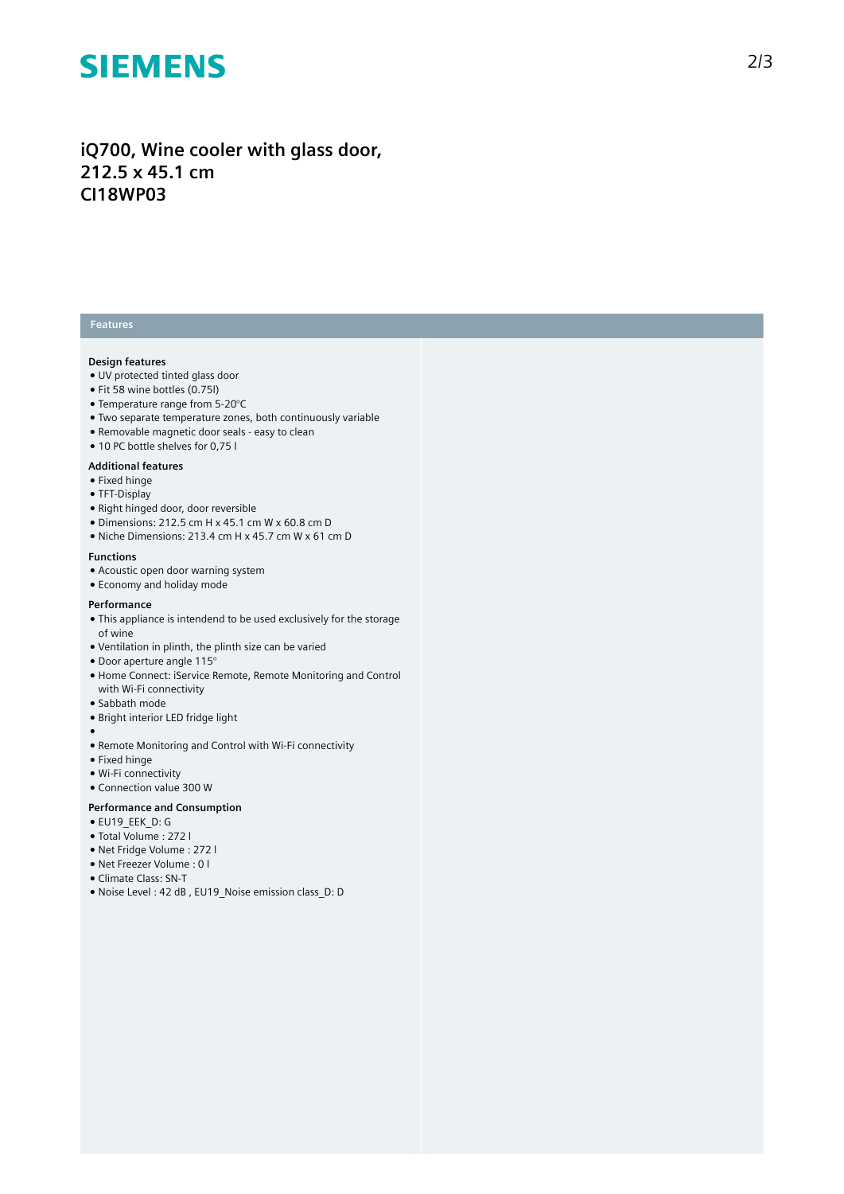# iQ700, Wine cooler with glass door, 212.5 x 45.1 cm
# CI18WP03

## Features

### Design features

- UV protected tinted glass door
- Fit 58 wine bottles (0.75l)
- Temperature range from 5-20°C
- Two separate temperature zones, both continuously variable
- Removable magnetic door seals - easy to clean
- 10 PC bottle shelves for 0,75 l

### Additional features

- Fixed hinge
- TFT-Display
- Right hinged door, door reversible
- Dimensions: 212.5 cm H x 45.1 cm W x 60.8 cm D
- Niche Dimensions: 213.4 cm H x 45.7 cm W x 61 cm D

### Functions

- Acoustic open door warning system
- Economy and holiday mode

### Performance

- This appliance is intendend to be used exclusively for the storage of wine
- Ventilation in plinth, the plinth size can be varied
- Door aperture angle 115°
- Home Connect: iService Remote, Remote Monitoring and Control with Wi-Fi connectivity
- Sabbath mode
- Bright interior LED fridge light
- 
- Remote Monitoring and Control with Wi-Fi connectivity
- Fixed hinge
- Wi-Fi connectivity
- Connection value 300 W

### Performance and Consumption

- EU19_EEK_D: G
- Total Volume : 272 l
- Net Fridge Volume : 272 l
- Net Freezer Volume : 0 l
- Climate Class: SN-T
- Noise Level : 42 dB , EU19_Noise emission class_D: D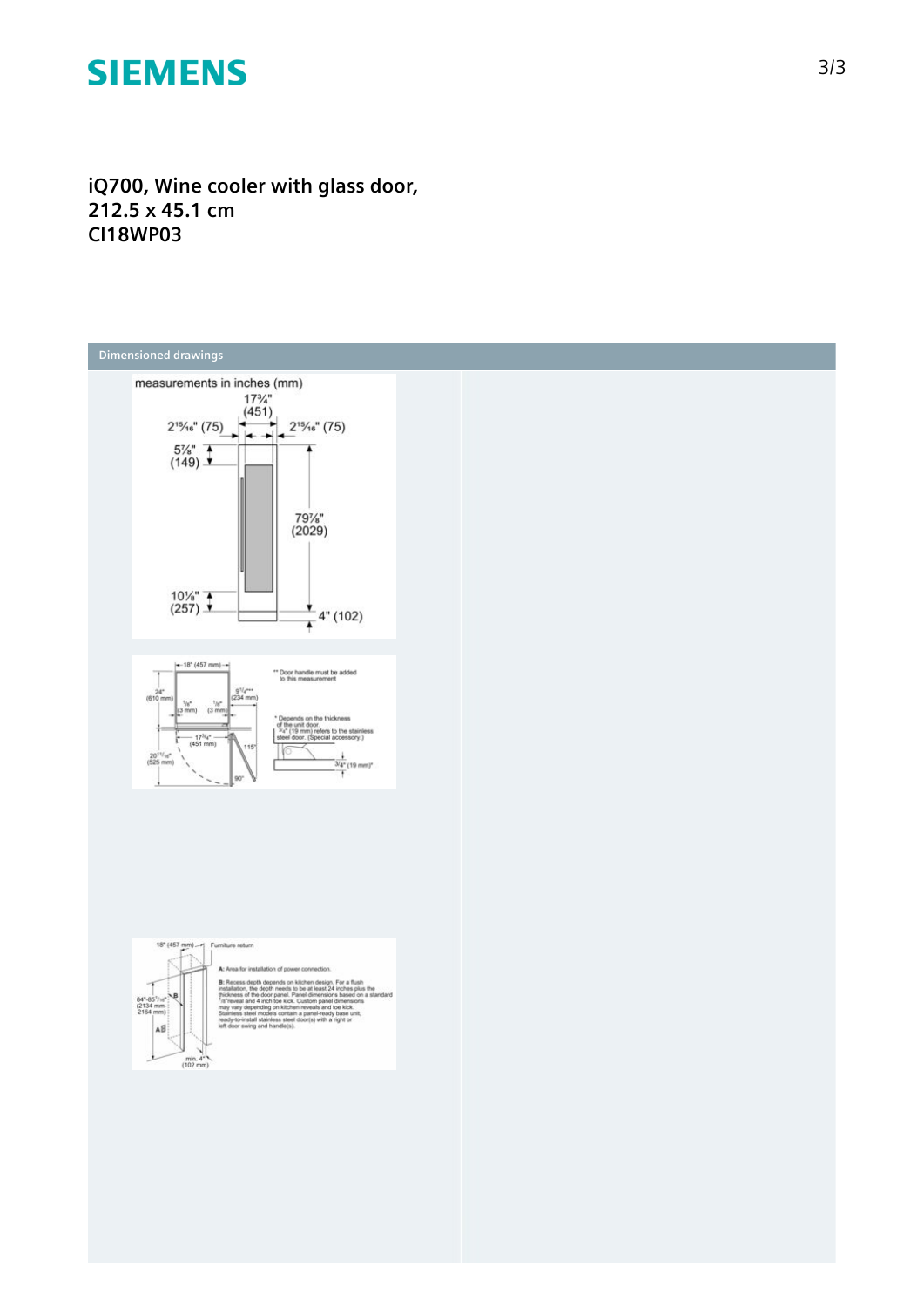# iQ700, Wine cooler with glass door, 212.5 x 45.1 cm
# CI18WP03

## Dimensioned drawings

measurements in inches (mm)

17¾" (451)

2¹⁵⁄₁₆" (75)

2¹⁵⁄₁₆" (75)

5⅞" (149)

79⅞" (2029)

10⅛" (257)

4" (102)

18" (457 mm)

24" (610 mm)

⅛" (3 mm)

⅛" (3 mm)

9¼"** (234 mm)

17¾" (451 mm)

20¹¹⁄₁₆" (525 mm)

115°

90°

** Door handle must be added to this measurement

* Depends on the thickness of the unit door. ¾" (19 mm) refers to the stainless steel door. (Special accessory.)

¾" (19 mm)*

18" (457 mm)

Furniture return

84"-85¹⁄₁₆" (2134 mm-2164 mm)

B

A

min. 4" (102 mm)

A: Area for installation of power connection.

B: Recess depth depends on kitchen design. For a flush installation, the depth needs to be at least 24 inches plus the thickness of the door panel. Panel dimensions based on a standard ⅛" reveal and 4 inch toe kick. Custom panel dimensions may vary depending on kitchen reveals and toe kick. Stainless steel models contain a panel-ready base unit, ready-to-install stainless steel door(s) with a right or left door swing and handle(s).